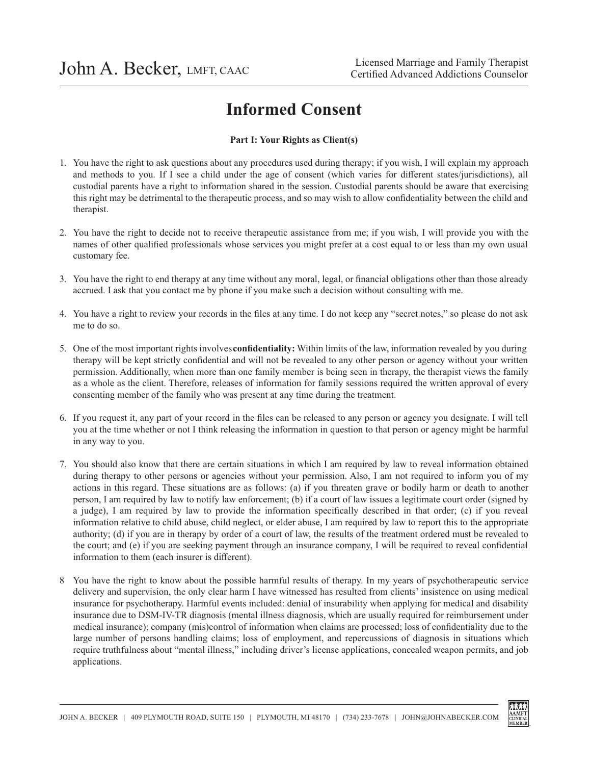John A. Becker, LMFT, CAAC

Licensed Marriage and Family Therapist
Certified Advanced Addictions Counselor

# Informed Consent

**Part I: Your Rights as Client(s)**

1. You have the right to ask questions about any procedures used during therapy; if you wish, I will explain my approach and methods to you. If I see a child under the age of consent (which varies for different states/jurisdictions), all custodial parents have a right to information shared in the session. Custodial parents should be aware that exercising this right may be detrimental to the therapeutic process, and so may wish to allow confidentiality between the child and therapist.

2. You have the right to decide not to receive therapeutic assistance from me; if you wish, I will provide you with the names of other qualified professionals whose services you might prefer at a cost equal to or less than my own usual customary fee.

3. You have the right to end therapy at any time without any moral, legal, or financial obligations other than those already accrued. I ask that you contact me by phone if you make such a decision without consulting with me.

4. You have a right to review your records in the files at any time. I do not keep any "secret notes," so please do not ask me to do so.

5. One of the most important rights involves **confidentiality:** Within limits of the law, information revealed by you during therapy will be kept strictly confidential and will not be revealed to any other person or agency without your written permission. Additionally, when more than one family member is being seen in therapy, the therapist views the family as a whole as the client. Therefore, releases of information for family sessions required the written approval of every consenting member of the family who was present at any time during the treatment.

6. If you request it, any part of your record in the files can be released to any person or agency you designate. I will tell you at the time whether or not I think releasing the information in question to that person or agency might be harmful in any way to you.

7. You should also know that there are certain situations in which I am required by law to reveal information obtained during therapy to other persons or agencies without your permission. Also, I am not required to inform you of my actions in this regard. These situations are as follows: (a) if you threaten grave or bodily harm or death to another person, I am required by law to notify law enforcement; (b) if a court of law issues a legitimate court order (signed by a judge), I am required by law to provide the information specifically described in that order; (c) if you reveal information relative to child abuse, child neglect, or elder abuse, I am required by law to report this to the appropriate authority; (d) if you are in therapy by order of a court of law, the results of the treatment ordered must be revealed to the court; and (e) if you are seeking payment through an insurance company, I will be required to reveal confidential information to them (each insurer is different).

8. You have the right to know about the possible harmful results of therapy. In my years of psychotherapeutic service delivery and supervision, the only clear harm I have witnessed has resulted from clients' insistence on using medical insurance for psychotherapy. Harmful events included: denial of insurability when applying for medical and disability insurance due to DSM-IV-TR diagnosis (mental illness diagnosis, which are usually required for reimbursement under medical insurance); company (mis)control of information when claims are processed; loss of confidentiality due to the large number of persons handling claims; loss of employment, and repercussions of diagnosis in situations which require truthfulness about "mental illness," including driver's license applications, concealed weapon permits, and job applications.

JOHN A. BECKER | 409 PLYMOUTH ROAD, SUITE 150 | PLYMOUTH, MI 48170 | (734) 233-7678 | JOHN@JOHNABECKER.COM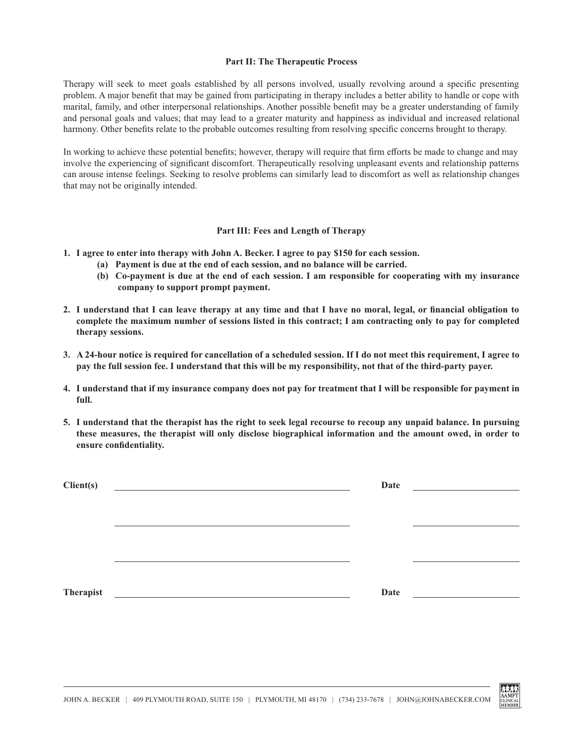### Part II: The Therapeutic Process

Therapy will seek to meet goals established by all persons involved, usually revolving around a specific presenting problem. A major benefit that may be gained from participating in therapy includes a better ability to handle or cope with marital, family, and other interpersonal relationships. Another possible benefit may be a greater understanding of family and personal goals and values; that may lead to a greater maturity and happiness as individual and increased relational harmony. Other benefits relate to the probable outcomes resulting from resolving specific concerns brought to therapy.

In working to achieve these potential benefits; however, therapy will require that firm efforts be made to change and may involve the experiencing of significant discomfort. Therapeutically resolving unpleasant events and relationship patterns can arouse intense feelings. Seeking to resolve problems can similarly lead to discomfort as well as relationship changes that may not be originally intended.

### Part III: Fees and Length of Therapy

1. **I agree to enter into therapy with John A. Becker. I agree to pay $150 for each session.**
   - **(a) Payment is due at the end of each session, and no balance will be carried.**
   - **(b) Co-payment is due at the end of each session. I am responsible for cooperating with my insurance company to support prompt payment.**
2. **I understand that I can leave therapy at any time and that I have no moral, legal, or financial obligation to complete the maximum number of sessions listed in this contract; I am contracting only to pay for completed therapy sessions.**
3. **A 24-hour notice is required for cancellation of a scheduled session. If I do not meet this requirement, I agree to pay the full session fee. I understand that this will be my responsibility, not that of the third-party payer.**
4. **I understand that if my insurance company does not pay for treatment that I will be responsible for payment in full.**
5. **I understand that the therapist has the right to seek legal recourse to recoup any unpaid balance. In pursuing these measures, the therapist will only disclose biographical information and the amount owed, in order to ensure confidentiality.**

**Client(s)** ______________________________ **Date** ______________

______________________________ ______________

______________________________ ______________

**Therapist** ______________________________ **Date** ______________

JOHN A. BECKER | 409 PLYMOUTH ROAD, SUITE 150 | PLYMOUTH, MI 48170 | (734) 233-7678 | JOHN@JOHNABECKER.COM